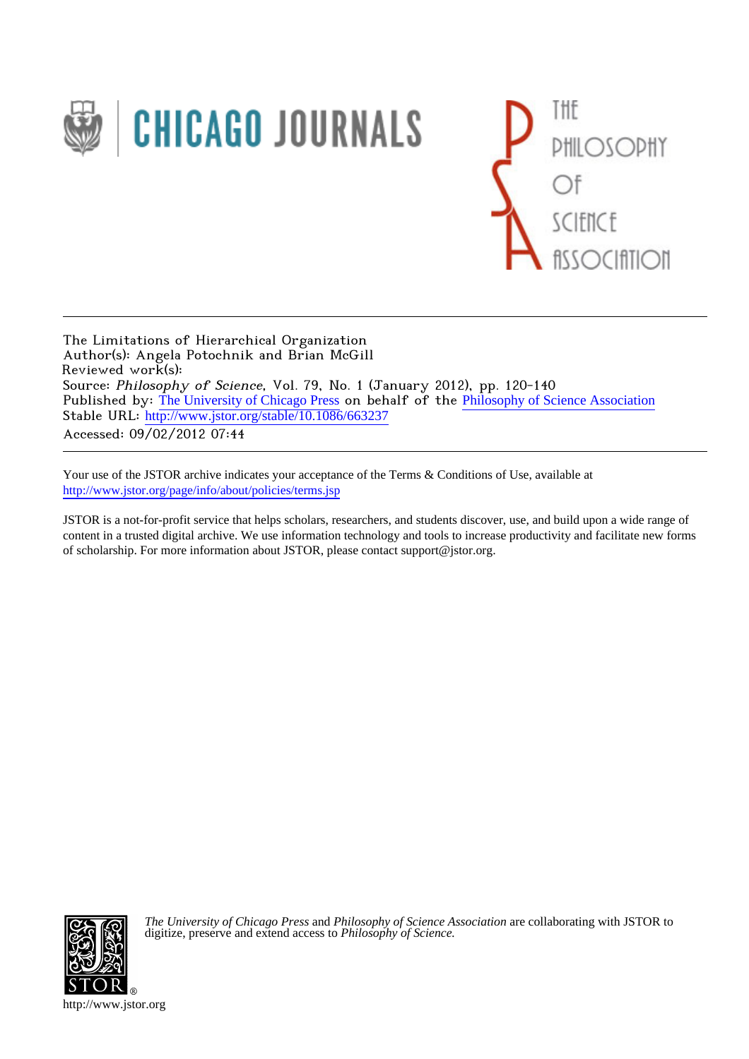The Limitations of Hierarchical Organization
Author(s): Angela Potochnik and Brian McGill
Reviewed work(s):
Source: *Philosophy of Science*, Vol. 79, No. 1 (January 2012), pp. 120-140
Published by: The University of Chicago Press on behalf of the Philosophy of Science Association
Stable URL: http://www.jstor.org/stable/10.1086/663237
Accessed: 09/02/2012 07:44

---

Your use of the JSTOR archive indicates your acceptance of the Terms & Conditions of Use, available at http://www.jstor.org/page/info/about/policies/terms.jsp

JSTOR is a not-for-profit service that helps scholars, researchers, and students discover, use, and build upon a wide range of content in a trusted digital archive. We use information technology and tools to increase productivity and facilitate new forms of scholarship. For more information about JSTOR, please contact support@jstor.org.

*The University of Chicago Press* and *Philosophy of Science Association* are collaborating with JSTOR to digitize, preserve and extend access to *Philosophy of Science.*

http://www.jstor.org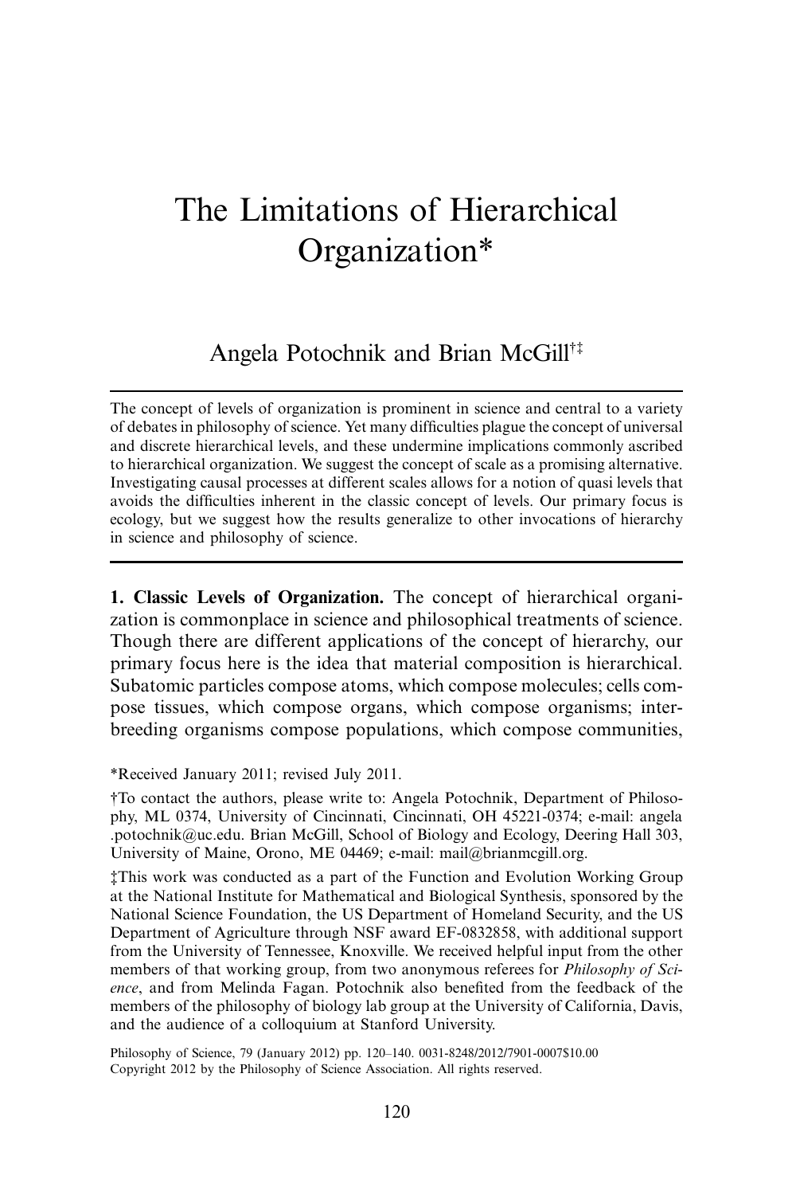# The Limitations of Hierarchical Organization*

Angela Potochnik and Brian McGill†‡

The concept of levels of organization is prominent in science and central to a variety of debates in philosophy of science. Yet many difficulties plague the concept of universal and discrete hierarchical levels, and these undermine implications commonly ascribed to hierarchical organization. We suggest the concept of scale as a promising alternative. Investigating causal processes at different scales allows for a notion of quasi levels that avoids the difficulties inherent in the classic concept of levels. Our primary focus is ecology, but we suggest how the results generalize to other invocations of hierarchy in science and philosophy of science.

**1. Classic Levels of Organization.** The concept of hierarchical organization is commonplace in science and philosophical treatments of science. Though there are different applications of the concept of hierarchy, our primary focus here is the idea that material composition is hierarchical. Subatomic particles compose atoms, which compose molecules; cells compose tissues, which compose organs, which compose organisms; interbreeding organisms compose populations, which compose communities,

*Received January 2011; revised July 2011.

†To contact the authors, please write to: Angela Potochnik, Department of Philosophy, ML 0374, University of Cincinnati, Cincinnati, OH 45221-0374; e-mail: angela.potochnik@uc.edu. Brian McGill, School of Biology and Ecology, Deering Hall 303, University of Maine, Orono, ME 04469; e-mail: mail@brianmcgill.org.

‡This work was conducted as a part of the Function and Evolution Working Group at the National Institute for Mathematical and Biological Synthesis, sponsored by the National Science Foundation, the US Department of Homeland Security, and the US Department of Agriculture through NSF award EF-0832858, with additional support from the University of Tennessee, Knoxville. We received helpful input from the other members of that working group, from two anonymous referees for *Philosophy of Science*, and from Melinda Fagan. Potochnik also benefited from the feedback of the members of the philosophy of biology lab group at the University of California, Davis, and the audience of a colloquium at Stanford University.

Philosophy of Science, 79 (January 2012) pp. 120–140. 0031-8248/2012/7901-0007$10.00
Copyright 2012 by the Philosophy of Science Association. All rights reserved.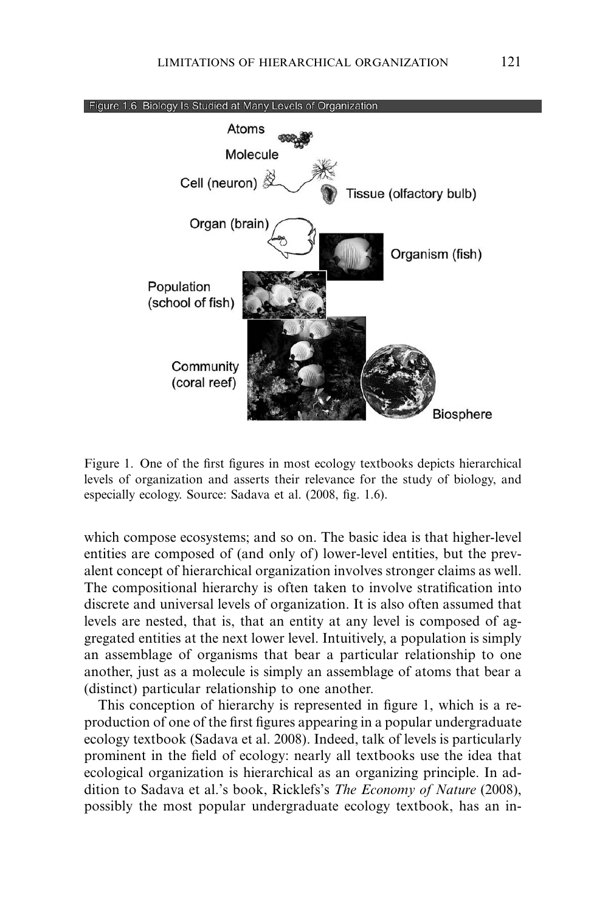Figure 1. One of the first figures in most ecology textbooks depicts hierarchical levels of organization and asserts their relevance for the study of biology, and especially ecology. Source: Sadava et al. (2008, fig. 1.6).

which compose ecosystems; and so on. The basic idea is that higher-level entities are composed of (and only of) lower-level entities, but the prevalent concept of hierarchical organization involves stronger claims as well. The compositional hierarchy is often taken to involve stratification into discrete and universal levels of organization. It is also often assumed that levels are nested, that is, that an entity at any level is composed of aggregated entities at the next lower level. Intuitively, a population is simply an assemblage of organisms that bear a particular relationship to one another, just as a molecule is simply an assemblage of atoms that bear a (distinct) particular relationship to one another.

This conception of hierarchy is represented in figure 1, which is a reproduction of one of the first figures appearing in a popular undergraduate ecology textbook (Sadava et al. 2008). Indeed, talk of levels is particularly prominent in the field of ecology: nearly all textbooks use the idea that ecological organization is hierarchical as an organizing principle. In addition to Sadava et al.'s book, Ricklefs's *The Economy of Nature* (2008), possibly the most popular undergraduate ecology textbook, has an in-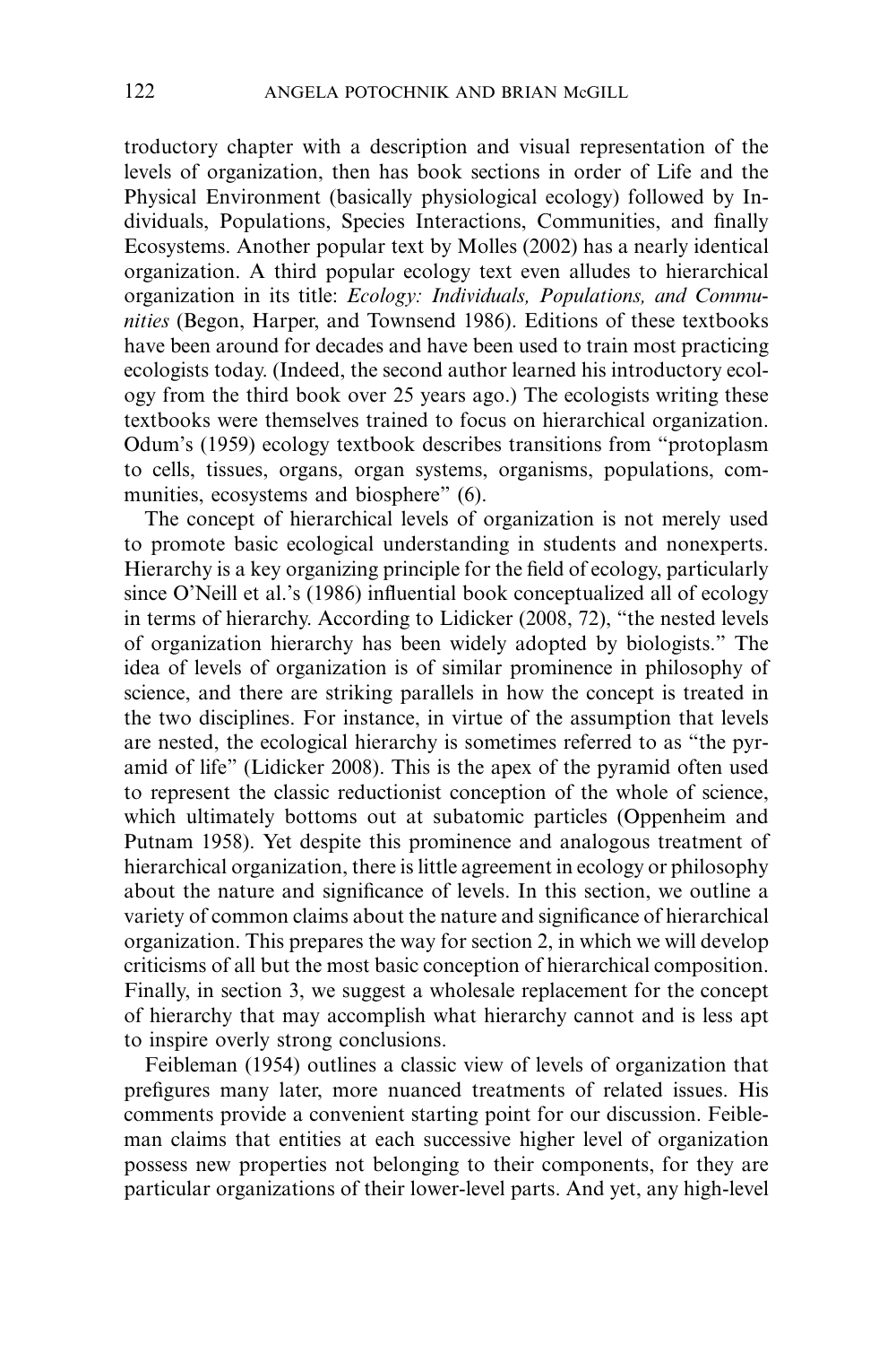troductory chapter with a description and visual representation of the levels of organization, then has book sections in order of Life and the Physical Environment (basically physiological ecology) followed by Individuals, Populations, Species Interactions, Communities, and finally Ecosystems. Another popular text by Molles (2002) has a nearly identical organization. A third popular ecology text even alludes to hierarchical organization in its title: *Ecology: Individuals, Populations, and Communities* (Begon, Harper, and Townsend 1986). Editions of these textbooks have been around for decades and have been used to train most practicing ecologists today. (Indeed, the second author learned his introductory ecology from the third book over 25 years ago.) The ecologists writing these textbooks were themselves trained to focus on hierarchical organization. Odum's (1959) ecology textbook describes transitions from "protoplasm to cells, tissues, organs, organ systems, organisms, populations, communities, ecosystems and biosphere" (6).

The concept of hierarchical levels of organization is not merely used to promote basic ecological understanding in students and nonexperts. Hierarchy is a key organizing principle for the field of ecology, particularly since O'Neill et al.'s (1986) influential book conceptualized all of ecology in terms of hierarchy. According to Lidicker (2008, 72), "the nested levels of organization hierarchy has been widely adopted by biologists." The idea of levels of organization is of similar prominence in philosophy of science, and there are striking parallels in how the concept is treated in the two disciplines. For instance, in virtue of the assumption that levels are nested, the ecological hierarchy is sometimes referred to as "the pyramid of life" (Lidicker 2008). This is the apex of the pyramid often used to represent the classic reductionist conception of the whole of science, which ultimately bottoms out at subatomic particles (Oppenheim and Putnam 1958). Yet despite this prominence and analogous treatment of hierarchical organization, there is little agreement in ecology or philosophy about the nature and significance of levels. In this section, we outline a variety of common claims about the nature and significance of hierarchical organization. This prepares the way for section 2, in which we will develop criticisms of all but the most basic conception of hierarchical composition. Finally, in section 3, we suggest a wholesale replacement for the concept of hierarchy that may accomplish what hierarchy cannot and is less apt to inspire overly strong conclusions.

Feibleman (1954) outlines a classic view of levels of organization that prefigures many later, more nuanced treatments of related issues. His comments provide a convenient starting point for our discussion. Feibleman claims that entities at each successive higher level of organization possess new properties not belonging to their components, for they are particular organizations of their lower-level parts. And yet, any high-level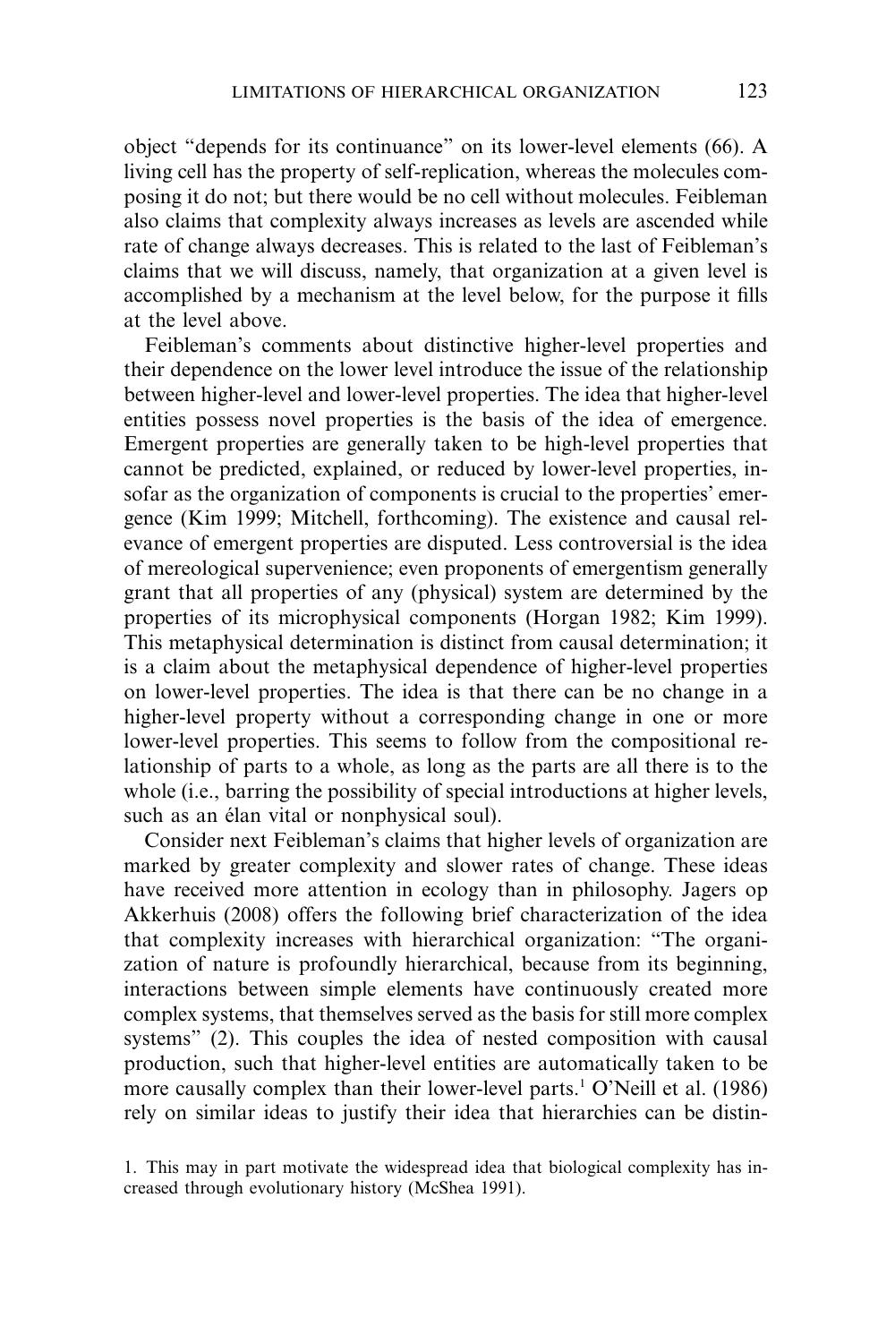object "depends for its continuance" on its lower-level elements (66). A living cell has the property of self-replication, whereas the molecules composing it do not; but there would be no cell without molecules. Feibleman also claims that complexity always increases as levels are ascended while rate of change always decreases. This is related to the last of Feibleman's claims that we will discuss, namely, that organization at a given level is accomplished by a mechanism at the level below, for the purpose it fills at the level above.

Feibleman's comments about distinctive higher-level properties and their dependence on the lower level introduce the issue of the relationship between higher-level and lower-level properties. The idea that higher-level entities possess novel properties is the basis of the idea of emergence. Emergent properties are generally taken to be high-level properties that cannot be predicted, explained, or reduced by lower-level properties, insofar as the organization of components is crucial to the properties' emergence (Kim 1999; Mitchell, forthcoming). The existence and causal relevance of emergent properties are disputed. Less controversial is the idea of mereological supervenience; even proponents of emergentism generally grant that all properties of any (physical) system are determined by the properties of its microphysical components (Horgan 1982; Kim 1999). This metaphysical determination is distinct from causal determination; it is a claim about the metaphysical dependence of higher-level properties on lower-level properties. The idea is that there can be no change in a higher-level property without a corresponding change in one or more lower-level properties. This seems to follow from the compositional relationship of parts to a whole, as long as the parts are all there is to the whole (i.e., barring the possibility of special introductions at higher levels, such as an élan vital or nonphysical soul).

Consider next Feibleman's claims that higher levels of organization are marked by greater complexity and slower rates of change. These ideas have received more attention in ecology than in philosophy. Jagers op Akkerhuis (2008) offers the following brief characterization of the idea that complexity increases with hierarchical organization: "The organization of nature is profoundly hierarchical, because from its beginning, interactions between simple elements have continuously created more complex systems, that themselves served as the basis for still more complex systems" (2). This couples the idea of nested composition with causal production, such that higher-level entities are automatically taken to be more causally complex than their lower-level parts.[1] O'Neill et al. (1986) rely on similar ideas to justify their idea that hierarchies can be distin-

1. This may in part motivate the widespread idea that biological complexity has increased through evolutionary history (McShea 1991).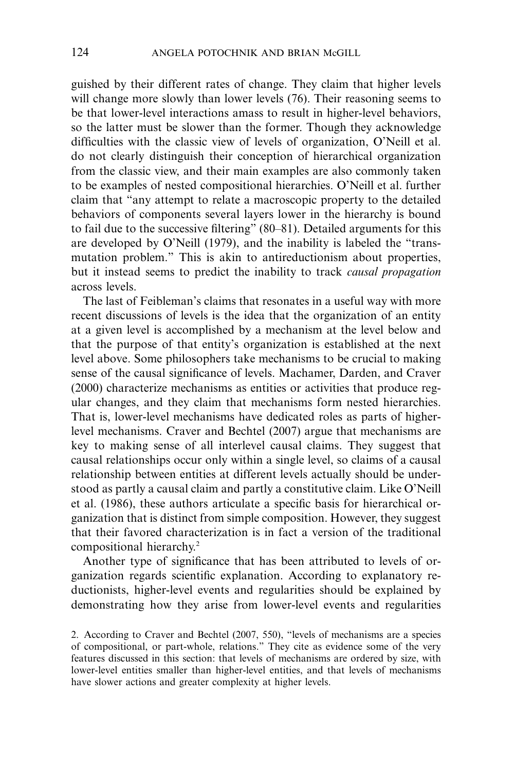guished by their different rates of change. They claim that higher levels will change more slowly than lower levels (76). Their reasoning seems to be that lower-level interactions amass to result in higher-level behaviors, so the latter must be slower than the former. Though they acknowledge difficulties with the classic view of levels of organization, O'Neill et al. do not clearly distinguish their conception of hierarchical organization from the classic view, and their main examples are also commonly taken to be examples of nested compositional hierarchies. O'Neill et al. further claim that "any attempt to relate a macroscopic property to the detailed behaviors of components several layers lower in the hierarchy is bound to fail due to the successive filtering" (80–81). Detailed arguments for this are developed by O'Neill (1979), and the inability is labeled the "transmutation problem." This is akin to antireductionism about properties, but it instead seems to predict the inability to track *causal propagation* across levels.

The last of Feibleman's claims that resonates in a useful way with more recent discussions of levels is the idea that the organization of an entity at a given level is accomplished by a mechanism at the level below and that the purpose of that entity's organization is established at the next level above. Some philosophers take mechanisms to be crucial to making sense of the causal significance of levels. Machamer, Darden, and Craver (2000) characterize mechanisms as entities or activities that produce regular changes, and they claim that mechanisms form nested hierarchies. That is, lower-level mechanisms have dedicated roles as parts of higher-level mechanisms. Craver and Bechtel (2007) argue that mechanisms are key to making sense of all interlevel causal claims. They suggest that causal relationships occur only within a single level, so claims of a causal relationship between entities at different levels actually should be understood as partly a causal claim and partly a constitutive claim. Like O'Neill et al. (1986), these authors articulate a specific basis for hierarchical organization that is distinct from simple composition. However, they suggest that their favored characterization is in fact a version of the traditional compositional hierarchy.[2]

Another type of significance that has been attributed to levels of organization regards scientific explanation. According to explanatory reductionists, higher-level events and regularities should be explained by demonstrating how they arise from lower-level events and regularities

2. According to Craver and Bechtel (2007, 550), "levels of mechanisms are a species of compositional, or part-whole, relations." They cite as evidence some of the very features discussed in this section: that levels of mechanisms are ordered by size, with lower-level entities smaller than higher-level entities, and that levels of mechanisms have slower actions and greater complexity at higher levels.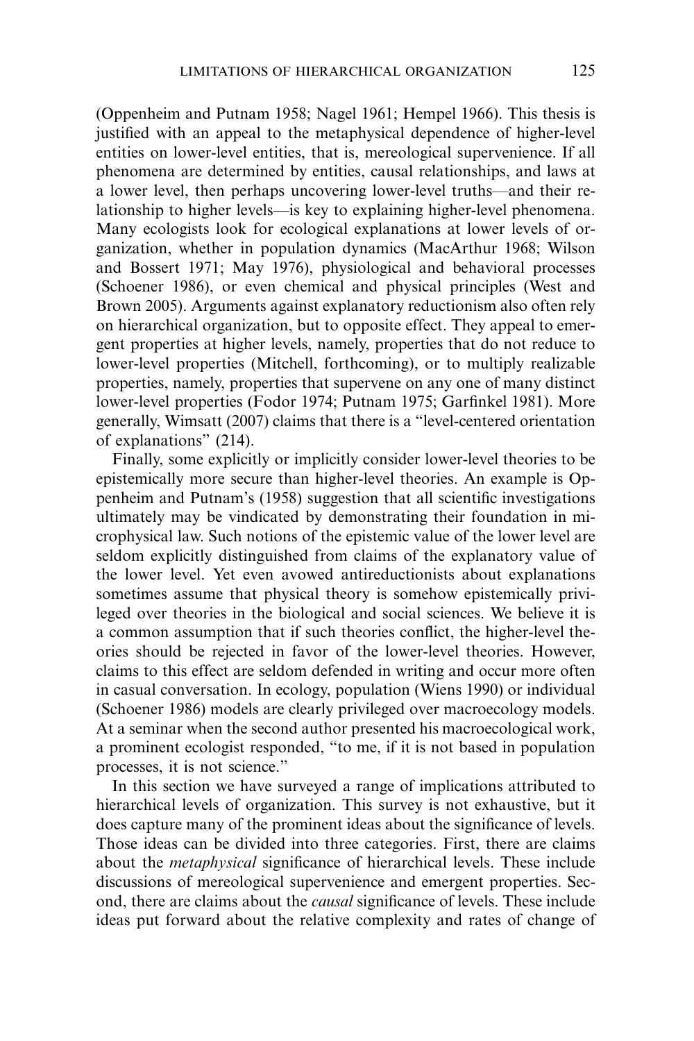(Oppenheim and Putnam 1958; Nagel 1961; Hempel 1966). This thesis is justified with an appeal to the metaphysical dependence of higher-level entities on lower-level entities, that is, mereological supervenience. If all phenomena are determined by entities, causal relationships, and laws at a lower level, then perhaps uncovering lower-level truths—and their relationship to higher levels—is key to explaining higher-level phenomena. Many ecologists look for ecological explanations at lower levels of organization, whether in population dynamics (MacArthur 1968; Wilson and Bossert 1971; May 1976), physiological and behavioral processes (Schoener 1986), or even chemical and physical principles (West and Brown 2005). Arguments against explanatory reductionism also often rely on hierarchical organization, but to opposite effect. They appeal to emergent properties at higher levels, namely, properties that do not reduce to lower-level properties (Mitchell, forthcoming), or to multiply realizable properties, namely, properties that supervene on any one of many distinct lower-level properties (Fodor 1974; Putnam 1975; Garfinkel 1981). More generally, Wimsatt (2007) claims that there is a "level-centered orientation of explanations" (214).

Finally, some explicitly or implicitly consider lower-level theories to be epistemically more secure than higher-level theories. An example is Oppenheim and Putnam's (1958) suggestion that all scientific investigations ultimately may be vindicated by demonstrating their foundation in microphysical law. Such notions of the epistemic value of the lower level are seldom explicitly distinguished from claims of the explanatory value of the lower level. Yet even avowed antireductionists about explanations sometimes assume that physical theory is somehow epistemically privileged over theories in the biological and social sciences. We believe it is a common assumption that if such theories conflict, the higher-level theories should be rejected in favor of the lower-level theories. However, claims to this effect are seldom defended in writing and occur more often in casual conversation. In ecology, population (Wiens 1990) or individual (Schoener 1986) models are clearly privileged over macroecology models. At a seminar when the second author presented his macroecological work, a prominent ecologist responded, "to me, if it is not based in population processes, it is not science."

In this section we have surveyed a range of implications attributed to hierarchical levels of organization. This survey is not exhaustive, but it does capture many of the prominent ideas about the significance of levels. Those ideas can be divided into three categories. First, there are claims about the *metaphysical* significance of hierarchical levels. These include discussions of mereological supervenience and emergent properties. Second, there are claims about the *causal* significance of levels. These include ideas put forward about the relative complexity and rates of change of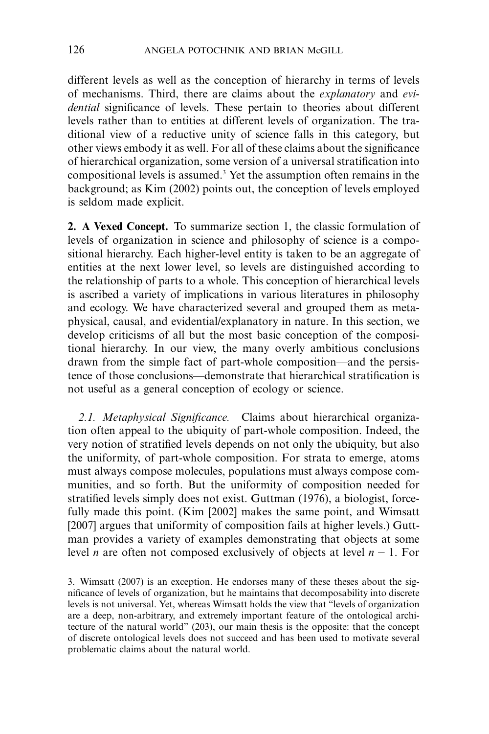different levels as well as the conception of hierarchy in terms of levels of mechanisms. Third, there are claims about the *explanatory* and *evidential* significance of levels. These pertain to theories about different levels rather than to entities at different levels of organization. The traditional view of a reductive unity of science falls in this category, but other views embody it as well. For all of these claims about the significance of hierarchical organization, some version of a universal stratification into compositional levels is assumed.[3] Yet the assumption often remains in the background; as Kim (2002) points out, the conception of levels employed is seldom made explicit.

**2. A Vexed Concept.** To summarize section 1, the classic formulation of levels of organization in science and philosophy of science is a compositional hierarchy. Each higher-level entity is taken to be an aggregate of entities at the next lower level, so levels are distinguished according to the relationship of parts to a whole. This conception of hierarchical levels is ascribed a variety of implications in various literatures in philosophy and ecology. We have characterized several and grouped them as metaphysical, causal, and evidential/explanatory in nature. In this section, we develop criticisms of all but the most basic conception of the compositional hierarchy. In our view, the many overly ambitious conclusions drawn from the simple fact of part-whole composition—and the persistence of those conclusions—demonstrate that hierarchical stratification is not useful as a general conception of ecology or science.

*2.1. Metaphysical Significance.* Claims about hierarchical organization often appeal to the ubiquity of part-whole composition. Indeed, the very notion of stratified levels depends on not only the ubiquity, but also the uniformity, of part-whole composition. For strata to emerge, atoms must always compose molecules, populations must always compose communities, and so forth. But the uniformity of composition needed for stratified levels simply does not exist. Guttman (1976), a biologist, forcefully made this point. (Kim [2002] makes the same point, and Wimsatt [2007] argues that uniformity of composition fails at higher levels.) Guttman provides a variety of examples demonstrating that objects at some level $n$ are often not composed exclusively of objects at level $n - 1$. For

3. Wimsatt (2007) is an exception. He endorses many of these theses about the significance of levels of organization, but he maintains that decomposability into discrete levels is not universal. Yet, whereas Wimsatt holds the view that "levels of organization are a deep, non-arbitrary, and extremely important feature of the ontological architecture of the natural world" (203), our main thesis is the opposite: that the concept of discrete ontological levels does not succeed and has been used to motivate several problematic claims about the natural world.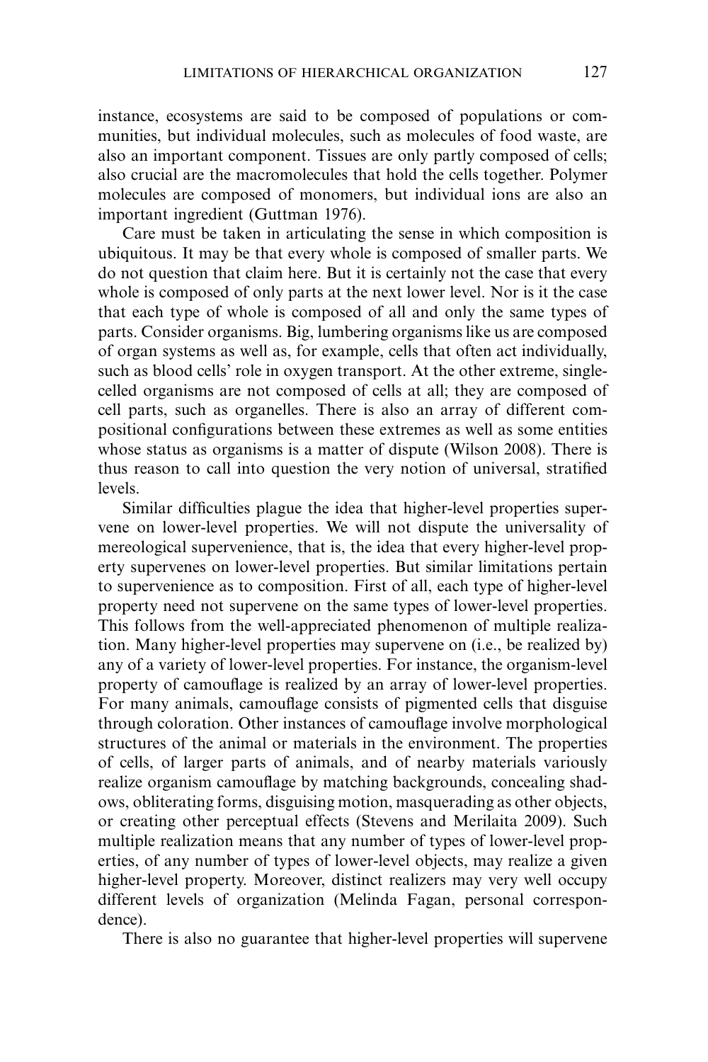instance, ecosystems are said to be composed of populations or communities, but individual molecules, such as molecules of food waste, are also an important component. Tissues are only partly composed of cells; also crucial are the macromolecules that hold the cells together. Polymer molecules are composed of monomers, but individual ions are also an important ingredient (Guttman 1976).

Care must be taken in articulating the sense in which composition is ubiquitous. It may be that every whole is composed of smaller parts. We do not question that claim here. But it is certainly not the case that every whole is composed of only parts at the next lower level. Nor is it the case that each type of whole is composed of all and only the same types of parts. Consider organisms. Big, lumbering organisms like us are composed of organ systems as well as, for example, cells that often act individually, such as blood cells' role in oxygen transport. At the other extreme, single-celled organisms are not composed of cells at all; they are composed of cell parts, such as organelles. There is also an array of different compositional configurations between these extremes as well as some entities whose status as organisms is a matter of dispute (Wilson 2008). There is thus reason to call into question the very notion of universal, stratified levels.

Similar difficulties plague the idea that higher-level properties supervene on lower-level properties. We will not dispute the universality of mereological supervenience, that is, the idea that every higher-level property supervenes on lower-level properties. But similar limitations pertain to supervenience as to composition. First of all, each type of higher-level property need not supervene on the same types of lower-level properties. This follows from the well-appreciated phenomenon of multiple realization. Many higher-level properties may supervene on (i.e., be realized by) any of a variety of lower-level properties. For instance, the organism-level property of camouflage is realized by an array of lower-level properties. For many animals, camouflage consists of pigmented cells that disguise through coloration. Other instances of camouflage involve morphological structures of the animal or materials in the environment. The properties of cells, of larger parts of animals, and of nearby materials variously realize organism camouflage by matching backgrounds, concealing shadows, obliterating forms, disguising motion, masquerading as other objects, or creating other perceptual effects (Stevens and Merilaita 2009). Such multiple realization means that any number of types of lower-level properties, of any number of types of lower-level objects, may realize a given higher-level property. Moreover, distinct realizers may very well occupy different levels of organization (Melinda Fagan, personal correspondence).

There is also no guarantee that higher-level properties will supervene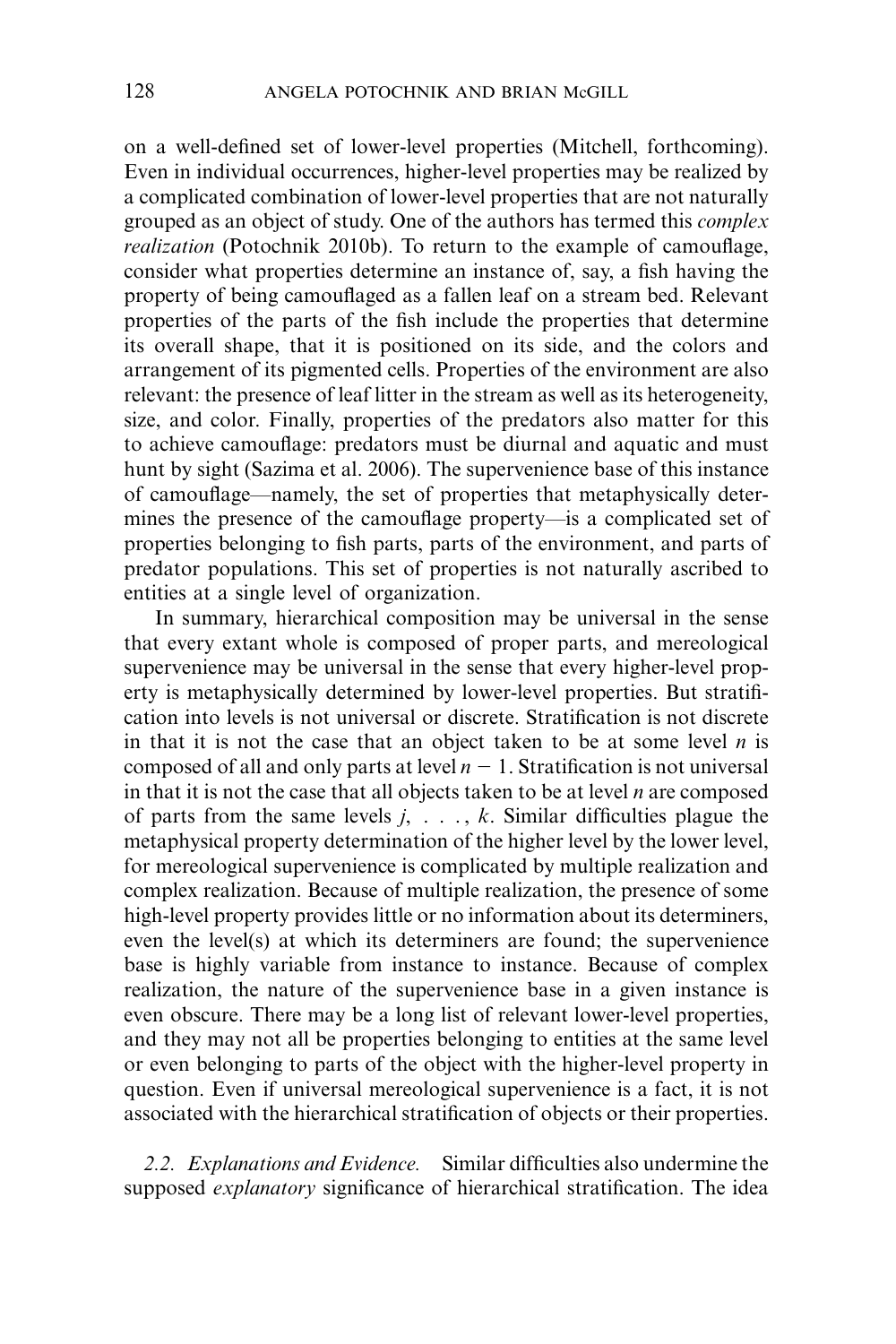on a well-defined set of lower-level properties (Mitchell, forthcoming). Even in individual occurrences, higher-level properties may be realized by a complicated combination of lower-level properties that are not naturally grouped as an object of study. One of the authors has termed this *complex realization* (Potochnik 2010b). To return to the example of camouflage, consider what properties determine an instance of, say, a fish having the property of being camouflaged as a fallen leaf on a stream bed. Relevant properties of the parts of the fish include the properties that determine its overall shape, that it is positioned on its side, and the colors and arrangement of its pigmented cells. Properties of the environment are also relevant: the presence of leaf litter in the stream as well as its heterogeneity, size, and color. Finally, properties of the predators also matter for this to achieve camouflage: predators must be diurnal and aquatic and must hunt by sight (Sazima et al. 2006). The supervenience base of this instance of camouflage—namely, the set of properties that metaphysically determines the presence of the camouflage property—is a complicated set of properties belonging to fish parts, parts of the environment, and parts of predator populations. This set of properties is not naturally ascribed to entities at a single level of organization.

In summary, hierarchical composition may be universal in the sense that every extant whole is composed of proper parts, and mereological supervenience may be universal in the sense that every higher-level property is metaphysically determined by lower-level properties. But stratification into levels is not universal or discrete. Stratification is not discrete in that it is not the case that an object taken to be at some level $n$ is composed of all and only parts at level $n - 1$. Stratification is not universal in that it is not the case that all objects taken to be at level $n$ are composed of parts from the same levels $j, \ldots, k$. Similar difficulties plague the metaphysical property determination of the higher level by the lower level, for mereological supervenience is complicated by multiple realization and complex realization. Because of multiple realization, the presence of some high-level property provides little or no information about its determiners, even the level(s) at which its determiners are found; the supervenience base is highly variable from instance to instance. Because of complex realization, the nature of the supervenience base in a given instance is even obscure. There may be a long list of relevant lower-level properties, and they may not all be properties belonging to entities at the same level or even belonging to parts of the object with the higher-level property in question. Even if universal mereological supervenience is a fact, it is not associated with the hierarchical stratification of objects or their properties.

*2.2. Explanations and Evidence.* Similar difficulties also undermine the supposed *explanatory* significance of hierarchical stratification. The idea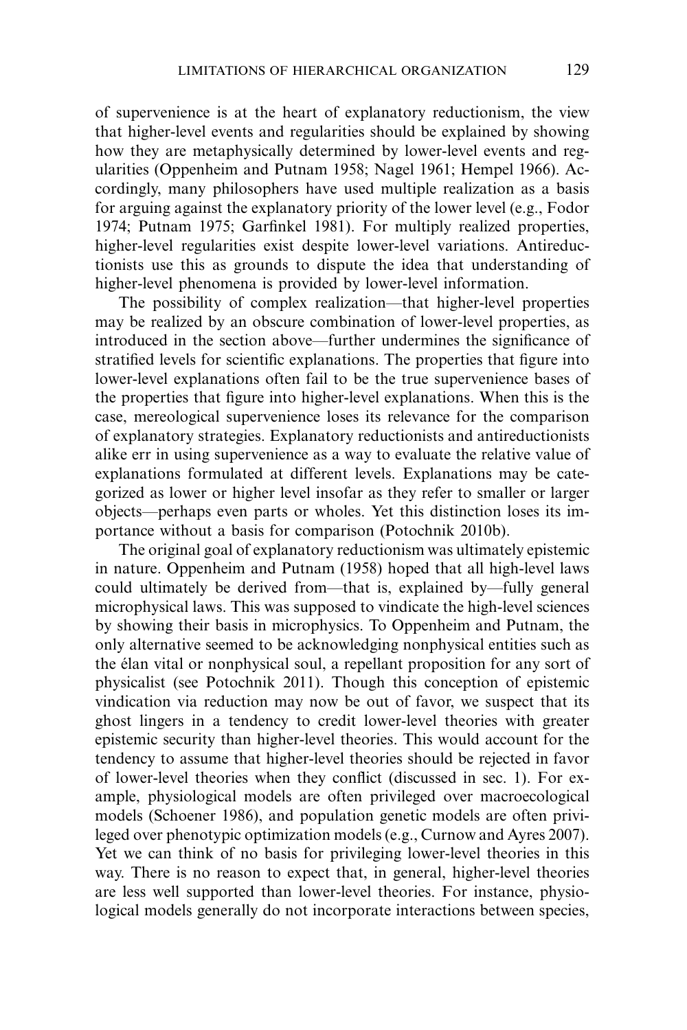of supervenience is at the heart of explanatory reductionism, the view that higher-level events and regularities should be explained by showing how they are metaphysically determined by lower-level events and regularities (Oppenheim and Putnam 1958; Nagel 1961; Hempel 1966). Accordingly, many philosophers have used multiple realization as a basis for arguing against the explanatory priority of the lower level (e.g., Fodor 1974; Putnam 1975; Garfinkel 1981). For multiply realized properties, higher-level regularities exist despite lower-level variations. Antireductionists use this as grounds to dispute the idea that understanding of higher-level phenomena is provided by lower-level information.

The possibility of complex realization—that higher-level properties may be realized by an obscure combination of lower-level properties, as introduced in the section above—further undermines the significance of stratified levels for scientific explanations. The properties that figure into lower-level explanations often fail to be the true supervenience bases of the properties that figure into higher-level explanations. When this is the case, mereological supervenience loses its relevance for the comparison of explanatory strategies. Explanatory reductionists and antireductionists alike err in using supervenience as a way to evaluate the relative value of explanations formulated at different levels. Explanations may be categorized as lower or higher level insofar as they refer to smaller or larger objects—perhaps even parts or wholes. Yet this distinction loses its importance without a basis for comparison (Potochnik 2010b).

The original goal of explanatory reductionism was ultimately epistemic in nature. Oppenheim and Putnam (1958) hoped that all high-level laws could ultimately be derived from—that is, explained by—fully general microphysical laws. This was supposed to vindicate the high-level sciences by showing their basis in microphysics. To Oppenheim and Putnam, the only alternative seemed to be acknowledging nonphysical entities such as the élan vital or nonphysical soul, a repellant proposition for any sort of physicalist (see Potochnik 2011). Though this conception of epistemic vindication via reduction may now be out of favor, we suspect that its ghost lingers in a tendency to credit lower-level theories with greater epistemic security than higher-level theories. This would account for the tendency to assume that higher-level theories should be rejected in favor of lower-level theories when they conflict (discussed in sec. 1). For example, physiological models are often privileged over macroecological models (Schoener 1986), and population genetic models are often privileged over phenotypic optimization models (e.g., Curnow and Ayres 2007). Yet we can think of no basis for privileging lower-level theories in this way. There is no reason to expect that, in general, higher-level theories are less well supported than lower-level theories. For instance, physiological models generally do not incorporate interactions between species,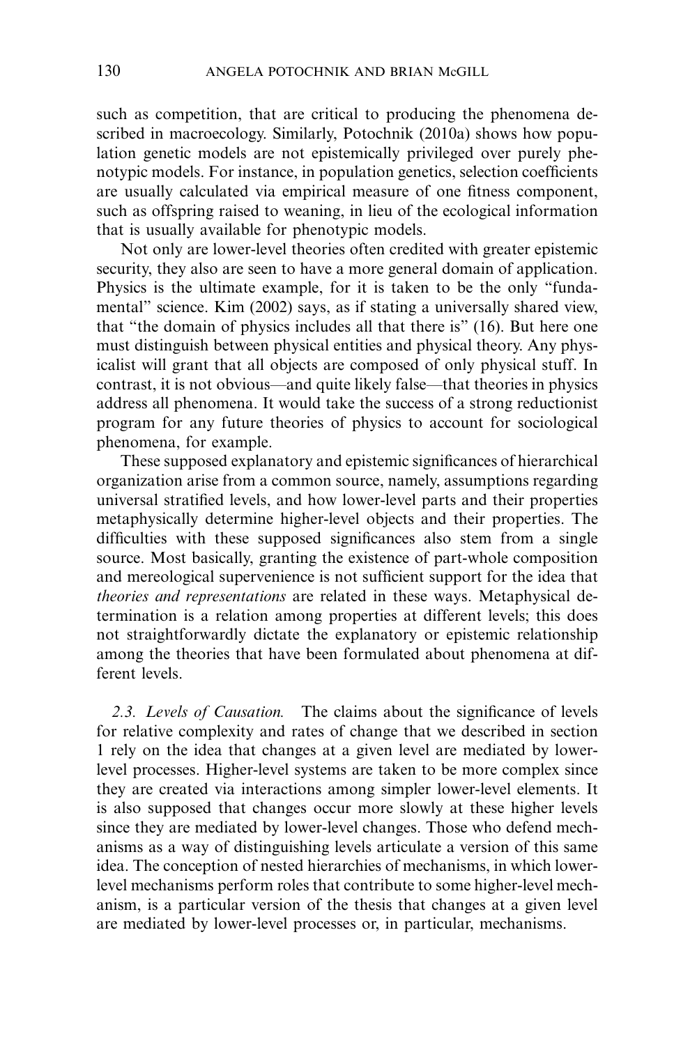such as competition, that are critical to producing the phenomena described in macroecology. Similarly, Potochnik (2010a) shows how population genetic models are not epistemically privileged over purely phenotypic models. For instance, in population genetics, selection coefficients are usually calculated via empirical measure of one fitness component, such as offspring raised to weaning, in lieu of the ecological information that is usually available for phenotypic models.

Not only are lower-level theories often credited with greater epistemic security, they also are seen to have a more general domain of application. Physics is the ultimate example, for it is taken to be the only "fundamental" science. Kim (2002) says, as if stating a universally shared view, that "the domain of physics includes all that there is" (16). But here one must distinguish between physical entities and physical theory. Any physicalist will grant that all objects are composed of only physical stuff. In contrast, it is not obvious—and quite likely false—that theories in physics address all phenomena. It would take the success of a strong reductionist program for any future theories of physics to account for sociological phenomena, for example.

These supposed explanatory and epistemic significances of hierarchical organization arise from a common source, namely, assumptions regarding universal stratified levels, and how lower-level parts and their properties metaphysically determine higher-level objects and their properties. The difficulties with these supposed significances also stem from a single source. Most basically, granting the existence of part-whole composition and mereological supervenience is not sufficient support for the idea that *theories and representations* are related in these ways. Metaphysical determination is a relation among properties at different levels; this does not straightforwardly dictate the explanatory or epistemic relationship among the theories that have been formulated about phenomena at different levels.

*2.3. Levels of Causation.* The claims about the significance of levels for relative complexity and rates of change that we described in section 1 rely on the idea that changes at a given level are mediated by lower-level processes. Higher-level systems are taken to be more complex since they are created via interactions among simpler lower-level elements. It is also supposed that changes occur more slowly at these higher levels since they are mediated by lower-level changes. Those who defend mechanisms as a way of distinguishing levels articulate a version of this same idea. The conception of nested hierarchies of mechanisms, in which lower-level mechanisms perform roles that contribute to some higher-level mechanism, is a particular version of the thesis that changes at a given level are mediated by lower-level processes or, in particular, mechanisms.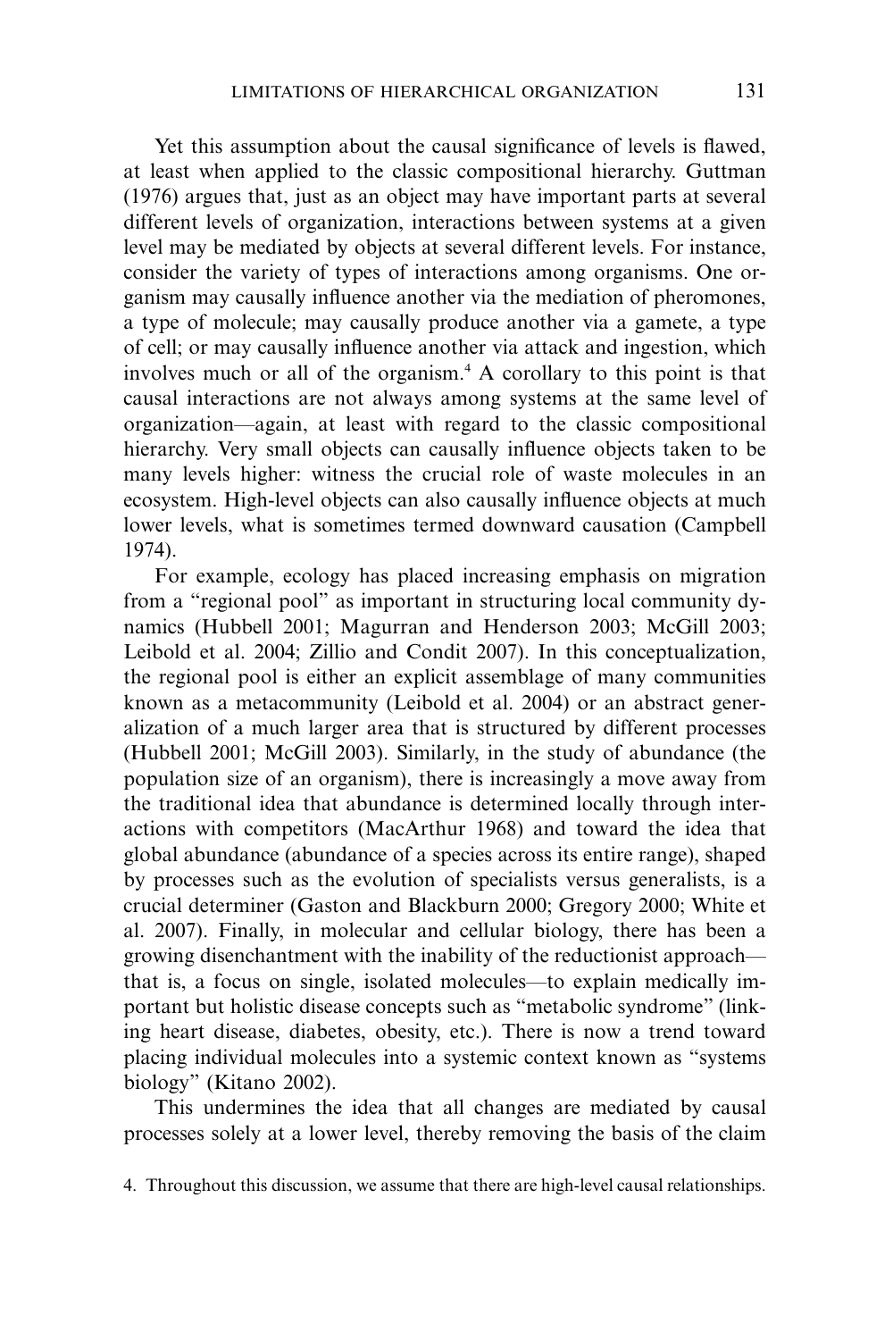Yet this assumption about the causal significance of levels is flawed, at least when applied to the classic compositional hierarchy. Guttman (1976) argues that, just as an object may have important parts at several different levels of organization, interactions between systems at a given level may be mediated by objects at several different levels. For instance, consider the variety of types of interactions among organisms. One organism may causally influence another via the mediation of pheromones, a type of molecule; may causally produce another via a gamete, a type of cell; or may causally influence another via attack and ingestion, which involves much or all of the organism.[4] A corollary to this point is that causal interactions are not always among systems at the same level of organization—again, at least with regard to the classic compositional hierarchy. Very small objects can causally influence objects taken to be many levels higher: witness the crucial role of waste molecules in an ecosystem. High-level objects can also causally influence objects at much lower levels, what is sometimes termed downward causation (Campbell 1974).

For example, ecology has placed increasing emphasis on migration from a "regional pool" as important in structuring local community dynamics (Hubbell 2001; Magurran and Henderson 2003; McGill 2003; Leibold et al. 2004; Zillio and Condit 2007). In this conceptualization, the regional pool is either an explicit assemblage of many communities known as a metacommunity (Leibold et al. 2004) or an abstract generalization of a much larger area that is structured by different processes (Hubbell 2001; McGill 2003). Similarly, in the study of abundance (the population size of an organism), there is increasingly a move away from the traditional idea that abundance is determined locally through interactions with competitors (MacArthur 1968) and toward the idea that global abundance (abundance of a species across its entire range), shaped by processes such as the evolution of specialists versus generalists, is a crucial determiner (Gaston and Blackburn 2000; Gregory 2000; White et al. 2007). Finally, in molecular and cellular biology, there has been a growing disenchantment with the inability of the reductionist approach—that is, a focus on single, isolated molecules—to explain medically important but holistic disease concepts such as "metabolic syndrome" (linking heart disease, diabetes, obesity, etc.). There is now a trend toward placing individual molecules into a systemic context known as "systems biology" (Kitano 2002).

This undermines the idea that all changes are mediated by causal processes solely at a lower level, thereby removing the basis of the claim

4. Throughout this discussion, we assume that there are high-level causal relationships.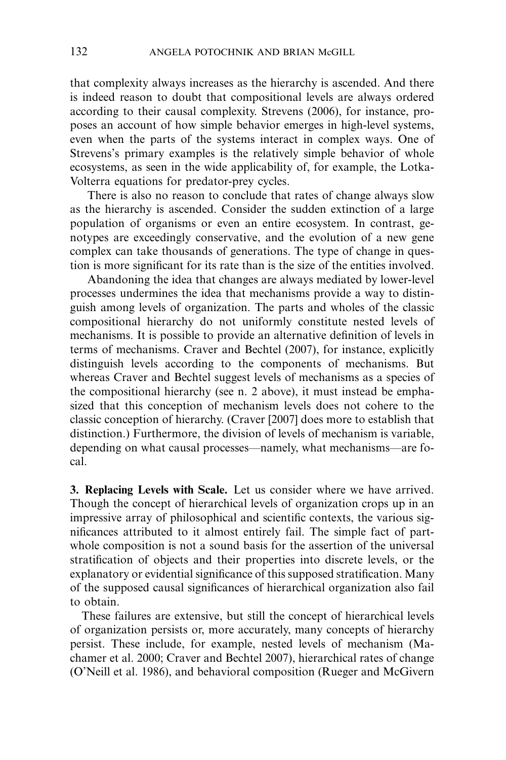that complexity always increases as the hierarchy is ascended. And there is indeed reason to doubt that compositional levels are always ordered according to their causal complexity. Strevens (2006), for instance, proposes an account of how simple behavior emerges in high-level systems, even when the parts of the systems interact in complex ways. One of Strevens's primary examples is the relatively simple behavior of whole ecosystems, as seen in the wide applicability of, for example, the Lotka-Volterra equations for predator-prey cycles.

There is also no reason to conclude that rates of change always slow as the hierarchy is ascended. Consider the sudden extinction of a large population of organisms or even an entire ecosystem. In contrast, genotypes are exceedingly conservative, and the evolution of a new gene complex can take thousands of generations. The type of change in question is more significant for its rate than is the size of the entities involved.

Abandoning the idea that changes are always mediated by lower-level processes undermines the idea that mechanisms provide a way to distinguish among levels of organization. The parts and wholes of the classic compositional hierarchy do not uniformly constitute nested levels of mechanisms. It is possible to provide an alternative definition of levels in terms of mechanisms. Craver and Bechtel (2007), for instance, explicitly distinguish levels according to the components of mechanisms. But whereas Craver and Bechtel suggest levels of mechanisms as a species of the compositional hierarchy (see n. 2 above), it must instead be emphasized that this conception of mechanism levels does not cohere to the classic conception of hierarchy. (Craver [2007] does more to establish that distinction.) Furthermore, the division of levels of mechanism is variable, depending on what causal processes—namely, what mechanisms—are focal.

**3. Replacing Levels with Scale.** Let us consider where we have arrived. Though the concept of hierarchical levels of organization crops up in an impressive array of philosophical and scientific contexts, the various significances attributed to it almost entirely fail. The simple fact of part-whole composition is not a sound basis for the assertion of the universal stratification of objects and their properties into discrete levels, or the explanatory or evidential significance of this supposed stratification. Many of the supposed causal significances of hierarchical organization also fail to obtain.

These failures are extensive, but still the concept of hierarchical levels of organization persists or, more accurately, many concepts of hierarchy persist. These include, for example, nested levels of mechanism (Machamer et al. 2000; Craver and Bechtel 2007), hierarchical rates of change (O'Neill et al. 1986), and behavioral composition (Rueger and McGivern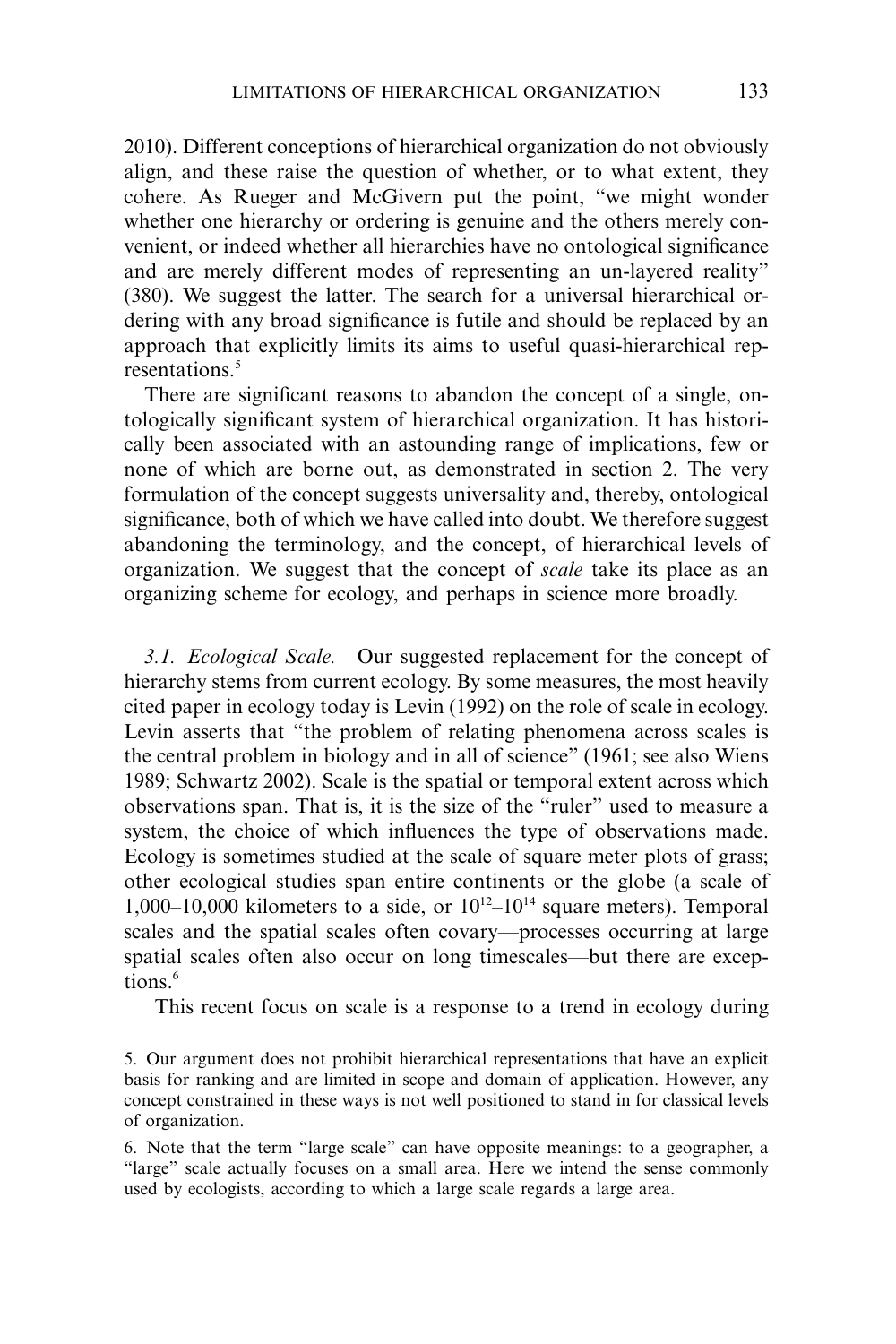2010). Different conceptions of hierarchical organization do not obviously align, and these raise the question of whether, or to what extent, they cohere. As Rueger and McGivern put the point, "we might wonder whether one hierarchy or ordering is genuine and the others merely convenient, or indeed whether all hierarchies have no ontological significance and are merely different modes of representing an un-layered reality" (380). We suggest the latter. The search for a universal hierarchical ordering with any broad significance is futile and should be replaced by an approach that explicitly limits its aims to useful quasi-hierarchical representations.[5]

There are significant reasons to abandon the concept of a single, ontologically significant system of hierarchical organization. It has historically been associated with an astounding range of implications, few or none of which are borne out, as demonstrated in section 2. The very formulation of the concept suggests universality and, thereby, ontological significance, both of which we have called into doubt. We therefore suggest abandoning the terminology, and the concept, of hierarchical levels of organization. We suggest that the concept of *scale* take its place as an organizing scheme for ecology, and perhaps in science more broadly.

*3.1. Ecological Scale.* Our suggested replacement for the concept of hierarchy stems from current ecology. By some measures, the most heavily cited paper in ecology today is Levin (1992) on the role of scale in ecology. Levin asserts that "the problem of relating phenomena across scales is the central problem in biology and in all of science" (1961; see also Wiens 1989; Schwartz 2002). Scale is the spatial or temporal extent across which observations span. That is, it is the size of the "ruler" used to measure a system, the choice of which influences the type of observations made. Ecology is sometimes studied at the scale of square meter plots of grass; other ecological studies span entire continents or the globe (a scale of 1,000–10,000 kilometers to a side, or $10^{12}$–$10^{14}$ square meters). Temporal scales and the spatial scales often covary—processes occurring at large spatial scales often also occur on long timescales—but there are exceptions.[6]

This recent focus on scale is a response to a trend in ecology during

5. Our argument does not prohibit hierarchical representations that have an explicit basis for ranking and are limited in scope and domain of application. However, any concept constrained in these ways is not well positioned to stand in for classical levels of organization.

6. Note that the term "large scale" can have opposite meanings: to a geographer, a "large" scale actually focuses on a small area. Here we intend the sense commonly used by ecologists, according to which a large scale regards a large area.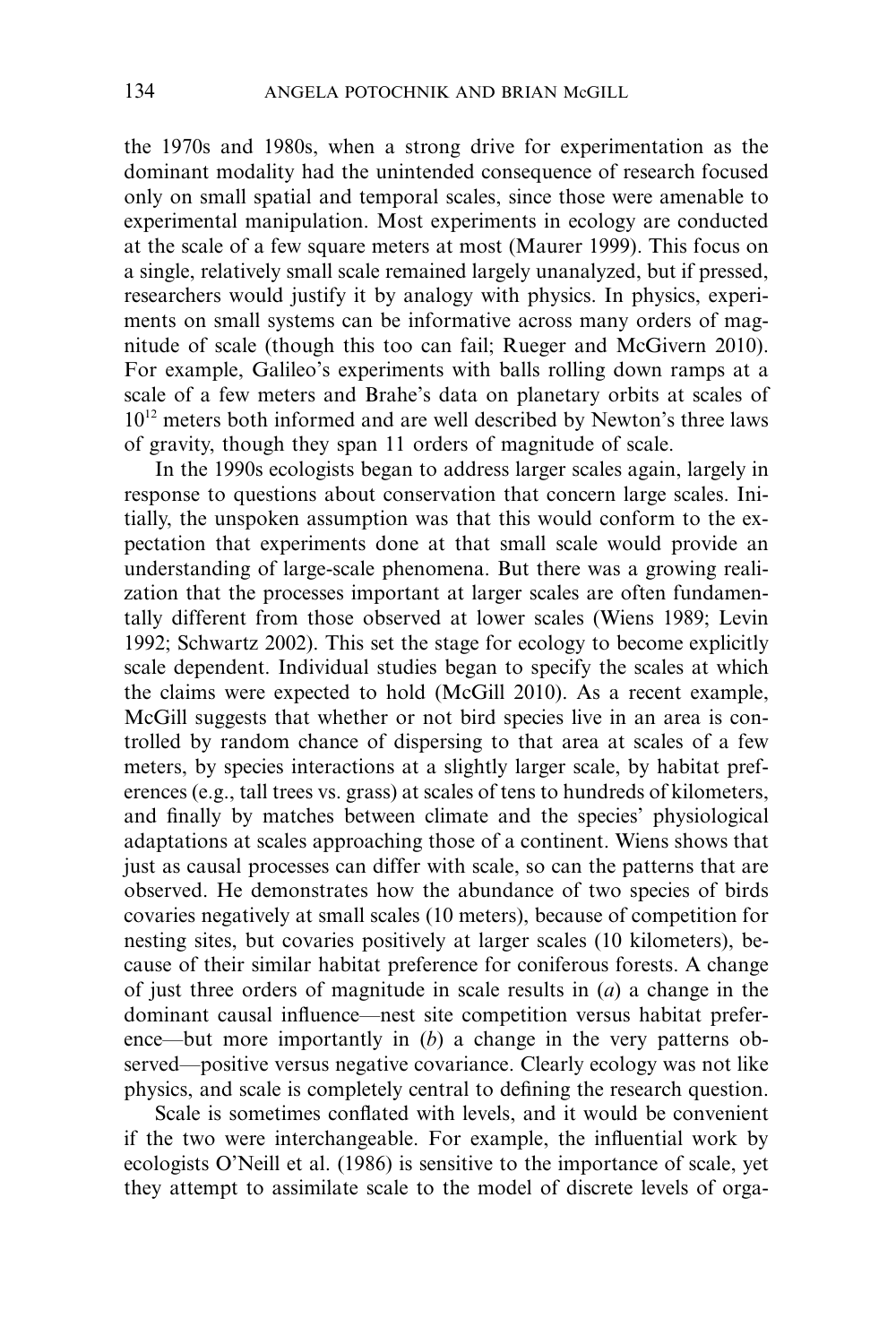the 1970s and 1980s, when a strong drive for experimentation as the dominant modality had the unintended consequence of research focused only on small spatial and temporal scales, since those were amenable to experimental manipulation. Most experiments in ecology are conducted at the scale of a few square meters at most (Maurer 1999). This focus on a single, relatively small scale remained largely unanalyzed, but if pressed, researchers would justify it by analogy with physics. In physics, experiments on small systems can be informative across many orders of magnitude of scale (though this too can fail; Rueger and McGivern 2010). For example, Galileo's experiments with balls rolling down ramps at a scale of a few meters and Brahe's data on planetary orbits at scales of $10^{12}$ meters both informed and are well described by Newton's three laws of gravity, though they span 11 orders of magnitude of scale.

In the 1990s ecologists began to address larger scales again, largely in response to questions about conservation that concern large scales. Initially, the unspoken assumption was that this would conform to the expectation that experiments done at that small scale would provide an understanding of large-scale phenomena. But there was a growing realization that the processes important at larger scales are often fundamentally different from those observed at lower scales (Wiens 1989; Levin 1992; Schwartz 2002). This set the stage for ecology to become explicitly scale dependent. Individual studies began to specify the scales at which the claims were expected to hold (McGill 2010). As a recent example, McGill suggests that whether or not bird species live in an area is controlled by random chance of dispersing to that area at scales of a few meters, by species interactions at a slightly larger scale, by habitat preferences (e.g., tall trees vs. grass) at scales of tens to hundreds of kilometers, and finally by matches between climate and the species' physiological adaptations at scales approaching those of a continent. Wiens shows that just as causal processes can differ with scale, so can the patterns that are observed. He demonstrates how the abundance of two species of birds covaries negatively at small scales (10 meters), because of competition for nesting sites, but covaries positively at larger scales (10 kilometers), because of their similar habitat preference for coniferous forests. A change of just three orders of magnitude in scale results in (*a*) a change in the dominant causal influence—nest site competition versus habitat preference—but more importantly in (*b*) a change in the very patterns observed—positive versus negative covariance. Clearly ecology was not like physics, and scale is completely central to defining the research question.

Scale is sometimes conflated with levels, and it would be convenient if the two were interchangeable. For example, the influential work by ecologists O'Neill et al. (1986) is sensitive to the importance of scale, yet they attempt to assimilate scale to the model of discrete levels of orga-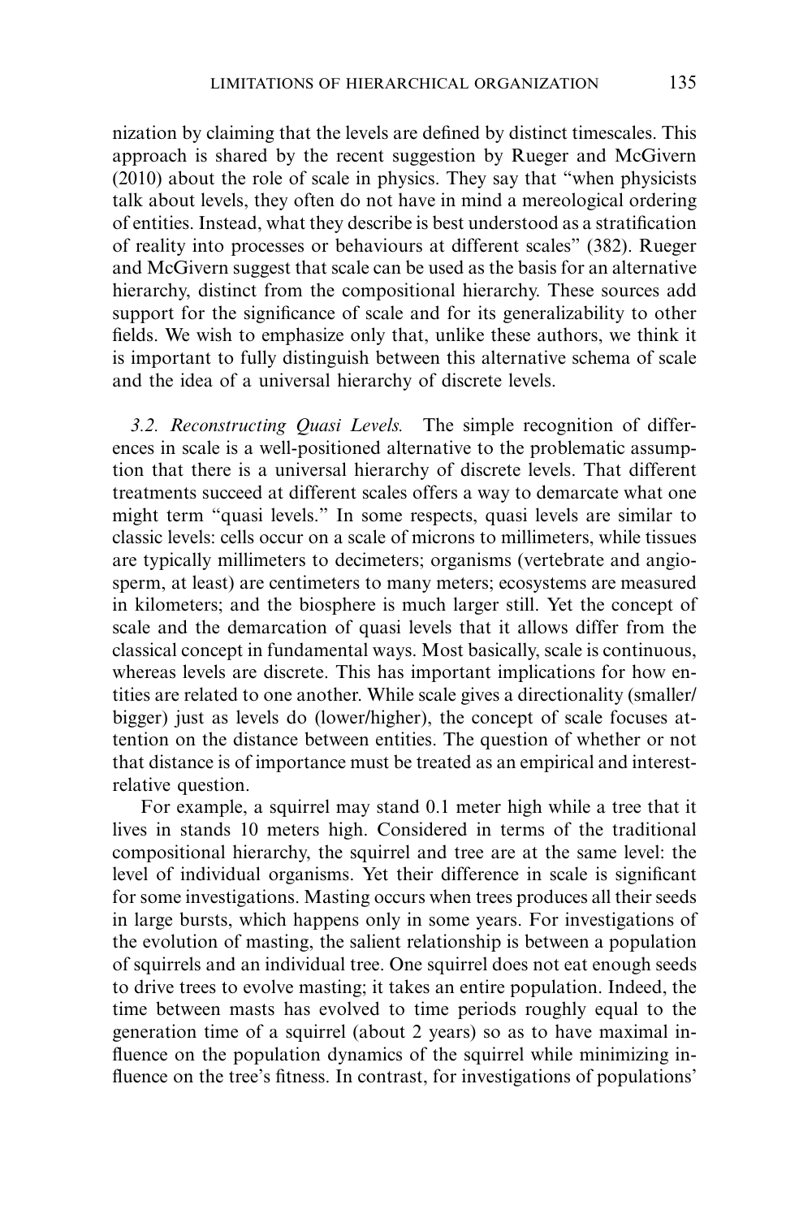nization by claiming that the levels are defined by distinct timescales. This approach is shared by the recent suggestion by Rueger and McGivern (2010) about the role of scale in physics. They say that "when physicists talk about levels, they often do not have in mind a mereological ordering of entities. Instead, what they describe is best understood as a stratification of reality into processes or behaviours at different scales" (382). Rueger and McGivern suggest that scale can be used as the basis for an alternative hierarchy, distinct from the compositional hierarchy. These sources add support for the significance of scale and for its generalizability to other fields. We wish to emphasize only that, unlike these authors, we think it is important to fully distinguish between this alternative schema of scale and the idea of a universal hierarchy of discrete levels.

*3.2. Reconstructing Quasi Levels.* The simple recognition of differences in scale is a well-positioned alternative to the problematic assumption that there is a universal hierarchy of discrete levels. That different treatments succeed at different scales offers a way to demarcate what one might term "quasi levels." In some respects, quasi levels are similar to classic levels: cells occur on a scale of microns to millimeters, while tissues are typically millimeters to decimeters; organisms (vertebrate and angiosperm, at least) are centimeters to many meters; ecosystems are measured in kilometers; and the biosphere is much larger still. Yet the concept of scale and the demarcation of quasi levels that it allows differ from the classical concept in fundamental ways. Most basically, scale is continuous, whereas levels are discrete. This has important implications for how entities are related to one another. While scale gives a directionality (smaller/bigger) just as levels do (lower/higher), the concept of scale focuses attention on the distance between entities. The question of whether or not that distance is of importance must be treated as an empirical and interest-relative question.

For example, a squirrel may stand 0.1 meter high while a tree that it lives in stands 10 meters high. Considered in terms of the traditional compositional hierarchy, the squirrel and tree are at the same level: the level of individual organisms. Yet their difference in scale is significant for some investigations. Masting occurs when trees produces all their seeds in large bursts, which happens only in some years. For investigations of the evolution of masting, the salient relationship is between a population of squirrels and an individual tree. One squirrel does not eat enough seeds to drive trees to evolve masting; it takes an entire population. Indeed, the time between masts has evolved to time periods roughly equal to the generation time of a squirrel (about 2 years) so as to have maximal influence on the population dynamics of the squirrel while minimizing influence on the tree's fitness. In contrast, for investigations of populations'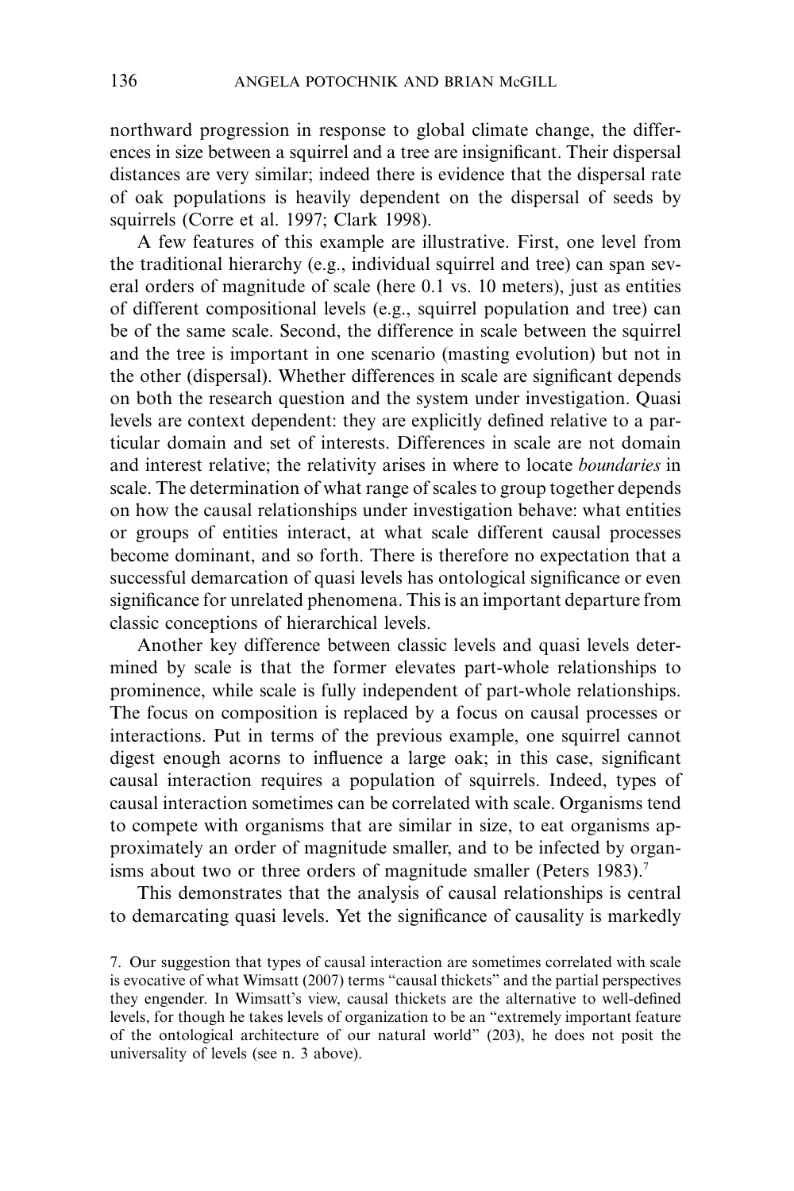northward progression in response to global climate change, the differences in size between a squirrel and a tree are insignificant. Their dispersal distances are very similar; indeed there is evidence that the dispersal rate of oak populations is heavily dependent on the dispersal of seeds by squirrels (Corre et al. 1997; Clark 1998).

A few features of this example are illustrative. First, one level from the traditional hierarchy (e.g., individual squirrel and tree) can span several orders of magnitude of scale (here 0.1 vs. 10 meters), just as entities of different compositional levels (e.g., squirrel population and tree) can be of the same scale. Second, the difference in scale between the squirrel and the tree is important in one scenario (masting evolution) but not in the other (dispersal). Whether differences in scale are significant depends on both the research question and the system under investigation. Quasi levels are context dependent: they are explicitly defined relative to a particular domain and set of interests. Differences in scale are not domain and interest relative; the relativity arises in where to locate *boundaries* in scale. The determination of what range of scales to group together depends on how the causal relationships under investigation behave: what entities or groups of entities interact, at what scale different causal processes become dominant, and so forth. There is therefore no expectation that a successful demarcation of quasi levels has ontological significance or even significance for unrelated phenomena. This is an important departure from classic conceptions of hierarchical levels.

Another key difference between classic levels and quasi levels determined by scale is that the former elevates part-whole relationships to prominence, while scale is fully independent of part-whole relationships. The focus on composition is replaced by a focus on causal processes or interactions. Put in terms of the previous example, one squirrel cannot digest enough acorns to influence a large oak; in this case, significant causal interaction requires a population of squirrels. Indeed, types of causal interaction sometimes can be correlated with scale. Organisms tend to compete with organisms that are similar in size, to eat organisms approximately an order of magnitude smaller, and to be infected by organisms about two or three orders of magnitude smaller (Peters 1983).[7]

This demonstrates that the analysis of causal relationships is central to demarcating quasi levels. Yet the significance of causality is markedly

7. Our suggestion that types of causal interaction are sometimes correlated with scale is evocative of what Wimsatt (2007) terms "causal thickets" and the partial perspectives they engender. In Wimsatt's view, causal thickets are the alternative to well-defined levels, for though he takes levels of organization to be an "extremely important feature of the ontological architecture of our natural world" (203), he does not posit the universality of levels (see n. 3 above).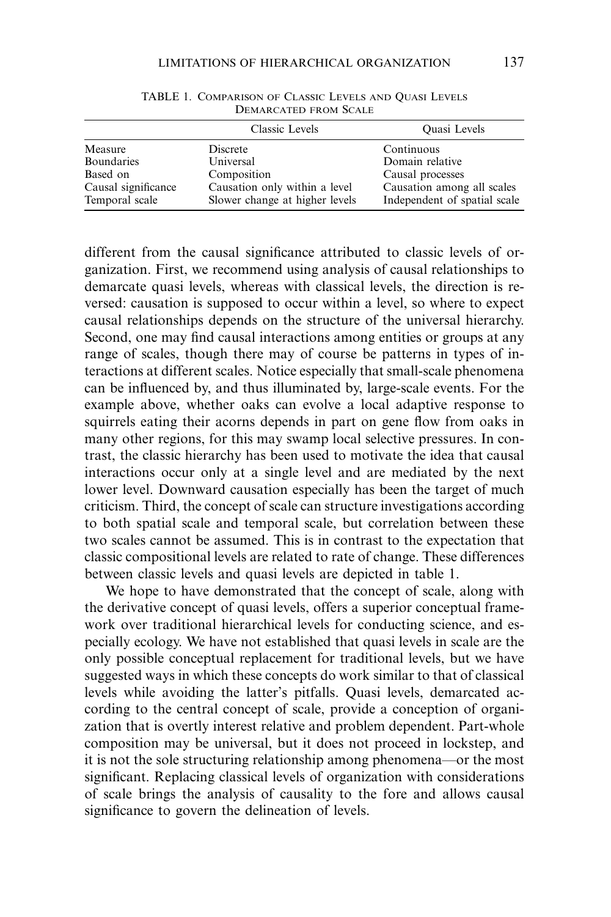TABLE 1. COMPARISON OF CLASSIC LEVELS AND QUASI LEVELS DEMARCATED FROM SCALE

| | Classic Levels | Quasi Levels |
|---|---|---|
| Measure | Discrete | Continuous |
| Boundaries | Universal | Domain relative |
| Based on | Composition | Causal processes |
| Causal significance | Causation only within a level | Causation among all scales |
| Temporal scale | Slower change at higher levels | Independent of spatial scale |

different from the causal significance attributed to classic levels of organization. First, we recommend using analysis of causal relationships to demarcate quasi levels, whereas with classical levels, the direction is reversed: causation is supposed to occur within a level, so where to expect causal relationships depends on the structure of the universal hierarchy. Second, one may find causal interactions among entities or groups at any range of scales, though there may of course be patterns in types of interactions at different scales. Notice especially that small-scale phenomena can be influenced by, and thus illuminated by, large-scale events. For the example above, whether oaks can evolve a local adaptive response to squirrels eating their acorns depends in part on gene flow from oaks in many other regions, for this may swamp local selective pressures. In contrast, the classic hierarchy has been used to motivate the idea that causal interactions occur only at a single level and are mediated by the next lower level. Downward causation especially has been the target of much criticism. Third, the concept of scale can structure investigations according to both spatial scale and temporal scale, but correlation between these two scales cannot be assumed. This is in contrast to the expectation that classic compositional levels are related to rate of change. These differences between classic levels and quasi levels are depicted in table 1.

We hope to have demonstrated that the concept of scale, along with the derivative concept of quasi levels, offers a superior conceptual framework over traditional hierarchical levels for conducting science, and especially ecology. We have not established that quasi levels in scale are the only possible conceptual replacement for traditional levels, but we have suggested ways in which these concepts do work similar to that of classical levels while avoiding the latter's pitfalls. Quasi levels, demarcated according to the central concept of scale, provide a conception of organization that is overtly interest relative and problem dependent. Part-whole composition may be universal, but it does not proceed in lockstep, and it is not the sole structuring relationship among phenomena—or the most significant. Replacing classical levels of organization with considerations of scale brings the analysis of causality to the fore and allows causal significance to govern the delineation of levels.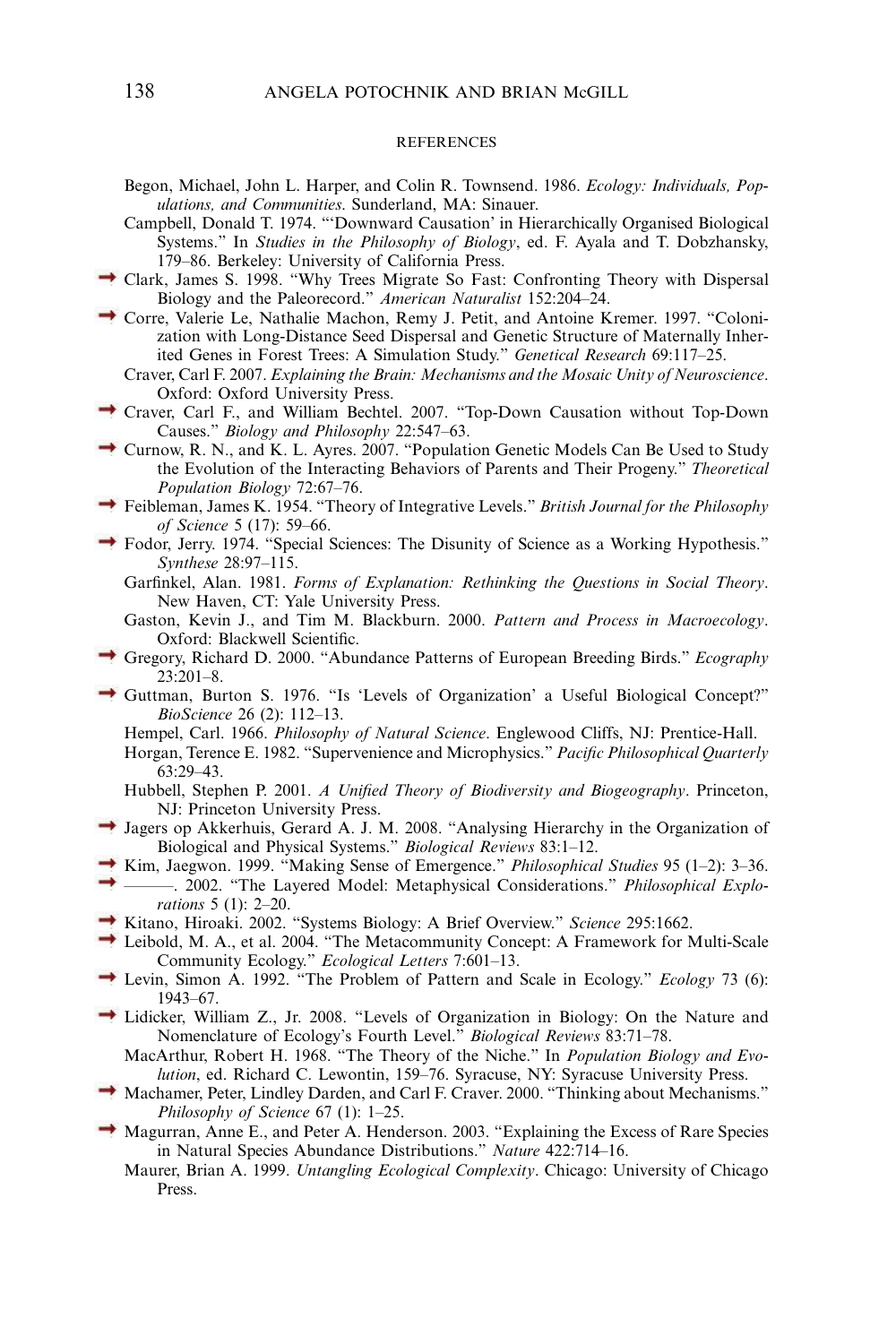REFERENCES

Begon, Michael, John L. Harper, and Colin R. Townsend. 1986. *Ecology: Individuals, Populations, and Communities*. Sunderland, MA: Sinauer.

Campbell, Donald T. 1974. "'Downward Causation' in Hierarchically Organised Biological Systems." In *Studies in the Philosophy of Biology*, ed. F. Ayala and T. Dobzhansky, 179–86. Berkeley: University of California Press.

Clark, James S. 1998. "Why Trees Migrate So Fast: Confronting Theory with Dispersal Biology and the Paleorecord." *American Naturalist* 152:204–24.

Corre, Valerie Le, Nathalie Machon, Remy J. Petit, and Antoine Kremer. 1997. "Colonization with Long-Distance Seed Dispersal and Genetic Structure of Maternally Inherited Genes in Forest Trees: A Simulation Study." *Genetical Research* 69:117–25.

Craver, Carl F. 2007. *Explaining the Brain: Mechanisms and the Mosaic Unity of Neuroscience*. Oxford: Oxford University Press.

Craver, Carl F., and William Bechtel. 2007. "Top-Down Causation without Top-Down Causes." *Biology and Philosophy* 22:547–63.

Curnow, R. N., and K. L. Ayres. 2007. "Population Genetic Models Can Be Used to Study the Evolution of the Interacting Behaviors of Parents and Their Progeny." *Theoretical Population Biology* 72:67–76.

Feibleman, James K. 1954. "Theory of Integrative Levels." *British Journal for the Philosophy of Science* 5 (17): 59–66.

Fodor, Jerry. 1974. "Special Sciences: The Disunity of Science as a Working Hypothesis." *Synthese* 28:97–115.

Garfinkel, Alan. 1981. *Forms of Explanation: Rethinking the Questions in Social Theory*. New Haven, CT: Yale University Press.

Gaston, Kevin J., and Tim M. Blackburn. 2000. *Pattern and Process in Macroecology*. Oxford: Blackwell Scientific.

Gregory, Richard D. 2000. "Abundance Patterns of European Breeding Birds." *Ecography* 23:201–8.

Guttman, Burton S. 1976. "Is 'Levels of Organization' a Useful Biological Concept?" *BioScience* 26 (2): 112–13.

Hempel, Carl. 1966. *Philosophy of Natural Science*. Englewood Cliffs, NJ: Prentice-Hall.

Horgan, Terence E. 1982. "Supervenience and Microphysics." *Pacific Philosophical Quarterly* 63:29–43.

Hubbell, Stephen P. 2001. *A Unified Theory of Biodiversity and Biogeography*. Princeton, NJ: Princeton University Press.

Jagers op Akkerhuis, Gerard A. J. M. 2008. "Analysing Hierarchy in the Organization of Biological and Physical Systems." *Biological Reviews* 83:1–12.

Kim, Jaegwon. 1999. "Making Sense of Emergence." *Philosophical Studies* 95 (1–2): 3–36.

———. 2002. "The Layered Model: Metaphysical Considerations." *Philosophical Explorations* 5 (1): 2–20.

Kitano, Hiroaki. 2002. "Systems Biology: A Brief Overview." *Science* 295:1662.

Leibold, M. A., et al. 2004. "The Metacommunity Concept: A Framework for Multi-Scale Community Ecology." *Ecological Letters* 7:601–13.

Levin, Simon A. 1992. "The Problem of Pattern and Scale in Ecology." *Ecology* 73 (6): 1943–67.

Lidicker, William Z., Jr. 2008. "Levels of Organization in Biology: On the Nature and Nomenclature of Ecology's Fourth Level." *Biological Reviews* 83:71–78.

MacArthur, Robert H. 1968. "The Theory of the Niche." In *Population Biology and Evolution*, ed. Richard C. Lewontin, 159–76. Syracuse, NY: Syracuse University Press.

Machamer, Peter, Lindley Darden, and Carl F. Craver. 2000. "Thinking about Mechanisms." *Philosophy of Science* 67 (1): 1–25.

Magurran, Anne E., and Peter A. Henderson. 2003. "Explaining the Excess of Rare Species in Natural Species Abundance Distributions." *Nature* 422:714–16.

Maurer, Brian A. 1999. *Untangling Ecological Complexity*. Chicago: University of Chicago Press.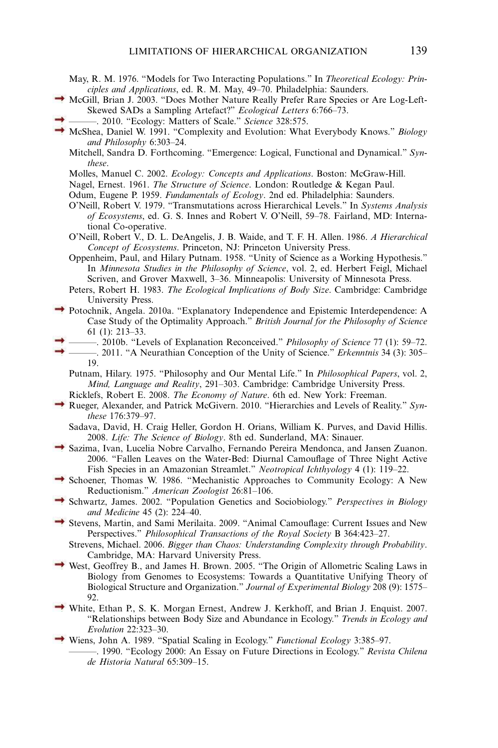May, R. M. 1976. "Models for Two Interacting Populations." In *Theoretical Ecology: Principles and Applications*, ed. R. M. May, 49–70. Philadelphia: Saunders.

McGill, Brian J. 2003. "Does Mother Nature Really Prefer Rare Species or Are Log-Left-Skewed SADs a Sampling Artefact?" *Ecological Letters* 6:766–73.

———. 2010. "Ecology: Matters of Scale." *Science* 328:575.

McShea, Daniel W. 1991. "Complexity and Evolution: What Everybody Knows." *Biology and Philosophy* 6:303–24.

Mitchell, Sandra D. Forthcoming. "Emergence: Logical, Functional and Dynamical." *Synthese*.

Molles, Manuel C. 2002. *Ecology: Concepts and Applications*. Boston: McGraw-Hill.

Nagel, Ernest. 1961. *The Structure of Science*. London: Routledge & Kegan Paul.

Odum, Eugene P. 1959. *Fundamentals of Ecology*. 2nd ed. Philadelphia: Saunders.

O'Neill, Robert V. 1979. "Transmutations across Hierarchical Levels." In *Systems Analysis of Ecosystems*, ed. G. S. Innes and Robert V. O'Neill, 59–78. Fairland, MD: International Co-operative.

O'Neill, Robert V., D. L. DeAngelis, J. B. Waide, and T. F. H. Allen. 1986. *A Hierarchical Concept of Ecosystems*. Princeton, NJ: Princeton University Press.

Oppenheim, Paul, and Hilary Putnam. 1958. "Unity of Science as a Working Hypothesis." In *Minnesota Studies in the Philosophy of Science*, vol. 2, ed. Herbert Feigl, Michael Scriven, and Grover Maxwell, 3–36. Minneapolis: University of Minnesota Press.

Peters, Robert H. 1983. *The Ecological Implications of Body Size*. Cambridge: Cambridge University Press.

Potochnik, Angela. 2010a. "Explanatory Independence and Epistemic Interdependence: A Case Study of the Optimality Approach." *British Journal for the Philosophy of Science* 61 (1): 213–33.

———. 2010b. "Levels of Explanation Reconceived." *Philosophy of Science* 77 (1): 59–72.

———. 2011. "A Neurathian Conception of the Unity of Science." *Erkenntnis* 34 (3): 305–19.

Putnam, Hilary. 1975. "Philosophy and Our Mental Life." In *Philosophical Papers*, vol. 2, *Mind, Language and Reality*, 291–303. Cambridge: Cambridge University Press.

Ricklefs, Robert E. 2008. *The Economy of Nature*. 6th ed. New York: Freeman.

Rueger, Alexander, and Patrick McGivern. 2010. "Hierarchies and Levels of Reality." *Synthese* 176:379–97.

Sadava, David, H. Craig Heller, Gordon H. Orians, William K. Purves, and David Hillis. 2008. *Life: The Science of Biology*. 8th ed. Sunderland, MA: Sinauer.

Sazima, Ivan, Lucelia Nobre Carvalho, Fernando Pereira Mendonca, and Jansen Zuanon. 2006. "Fallen Leaves on the Water-Bed: Diurnal Camouflage of Three Night Active Fish Species in an Amazonian Streamlet." *Neotropical Ichthyology* 4 (1): 119–22.

Schoener, Thomas W. 1986. "Mechanistic Approaches to Community Ecology: A New Reductionism." *American Zoologist* 26:81–106.

Schwartz, James. 2002. "Population Genetics and Sociobiology." *Perspectives in Biology and Medicine* 45 (2): 224–40.

Stevens, Martin, and Sami Merilaita. 2009. "Animal Camouflage: Current Issues and New Perspectives." *Philosophical Transactions of the Royal Society* B 364:423–27.

Strevens, Michael. 2006. *Bigger than Chaos: Understanding Complexity through Probability*. Cambridge, MA: Harvard University Press.

West, Geoffrey B., and James H. Brown. 2005. "The Origin of Allometric Scaling Laws in Biology from Genomes to Ecosystems: Towards a Quantitative Unifying Theory of Biological Structure and Organization." *Journal of Experimental Biology* 208 (9): 1575–92.

White, Ethan P., S. K. Morgan Ernest, Andrew J. Kerkhoff, and Brian J. Enquist. 2007. "Relationships between Body Size and Abundance in Ecology." *Trends in Ecology and Evolution* 22:323–30.

Wiens, John A. 1989. "Spatial Scaling in Ecology." *Functional Ecology* 3:385–97.

———. 1990. "Ecology 2000: An Essay on Future Directions in Ecology." *Revista Chilena de Historia Natural* 65:309–15.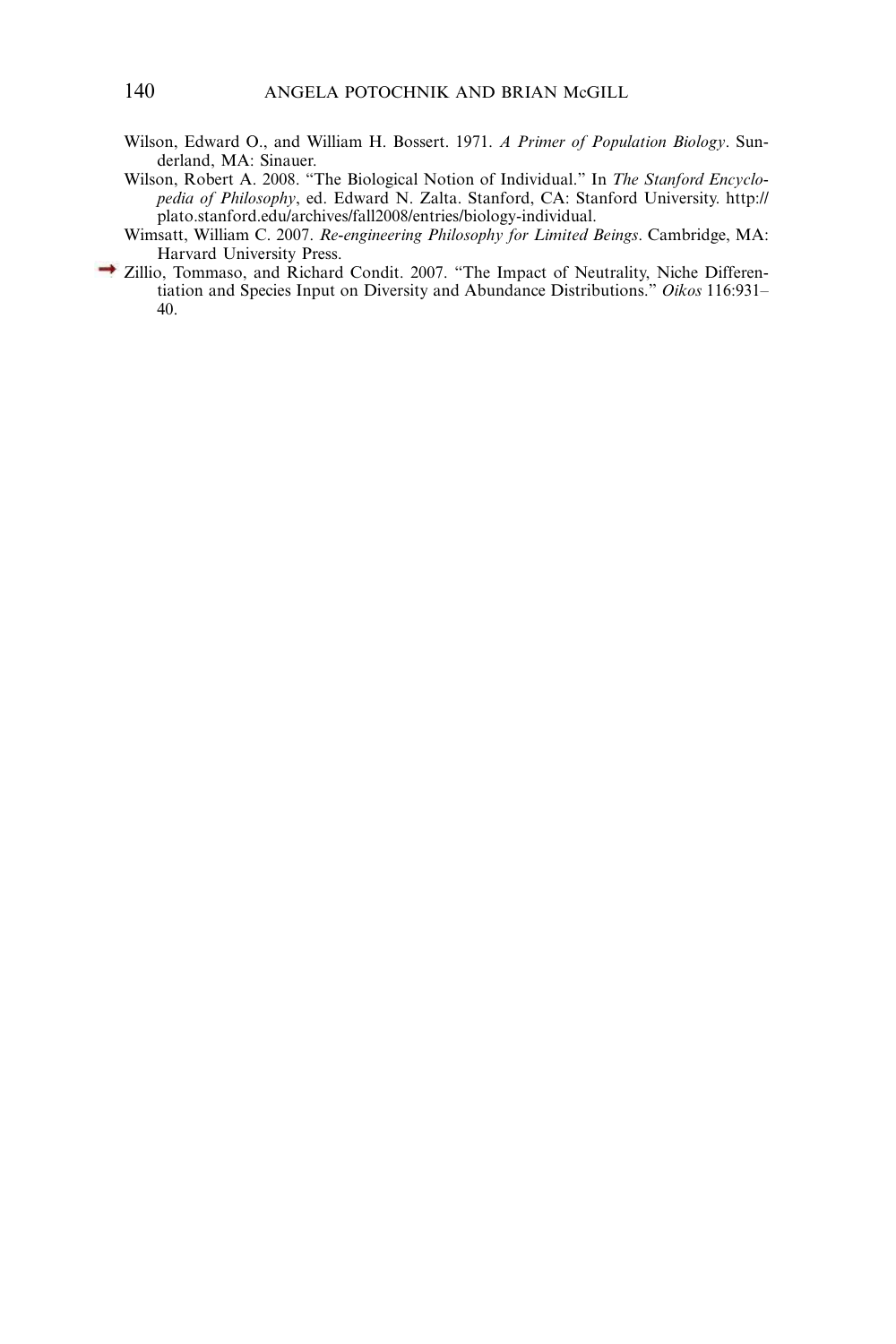Wilson, Edward O., and William H. Bossert. 1971. *A Primer of Population Biology*. Sunderland, MA: Sinauer.

Wilson, Robert A. 2008. "The Biological Notion of Individual." In *The Stanford Encyclopedia of Philosophy*, ed. Edward N. Zalta. Stanford, CA: Stanford University. http://plato.stanford.edu/archives/fall2008/entries/biology-individual.

Wimsatt, William C. 2007. *Re-engineering Philosophy for Limited Beings*. Cambridge, MA: Harvard University Press.

Zillio, Tommaso, and Richard Condit. 2007. "The Impact of Neutrality, Niche Differentiation and Species Input on Diversity and Abundance Distributions." *Oikos* 116:931–40.